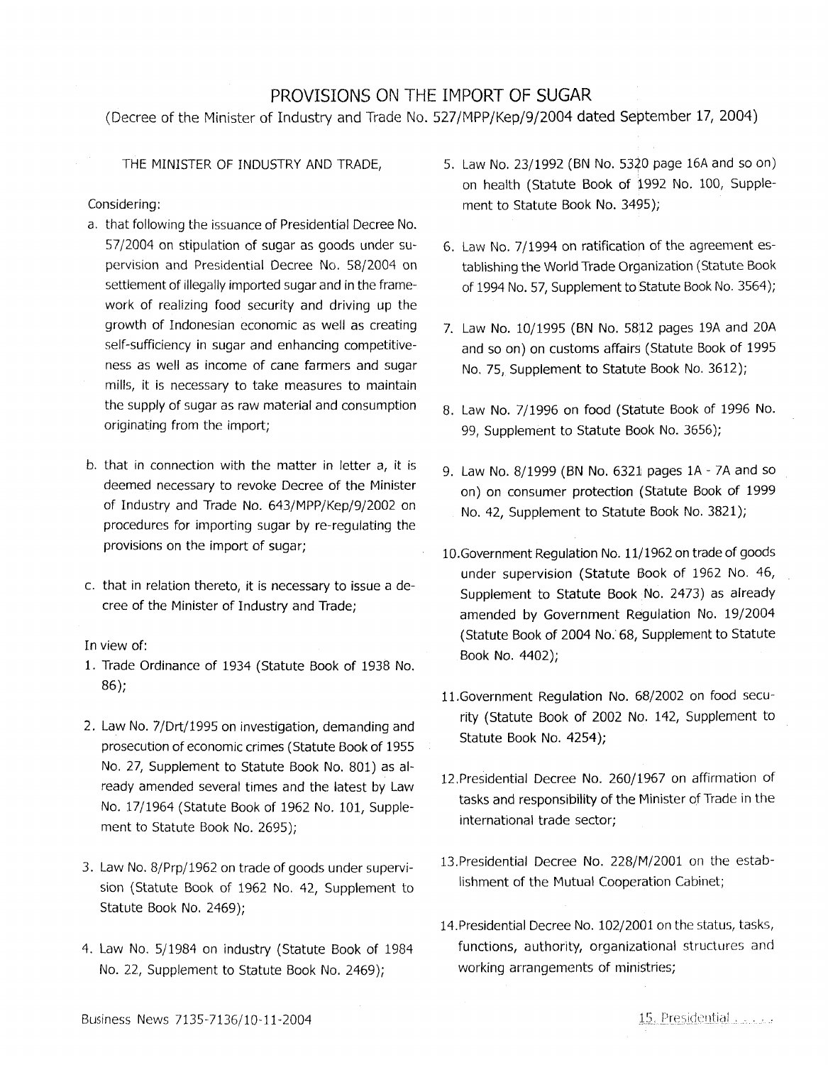# PROVISIONS ON THE IMPORT OF SUGAR

(Decree of the Minister of Industry and Trade No. 527/MPP/Kep/9/2004 dated September 17, 2004)

THE MINISTER OF INDUSTRY AND TRADE,

Considering:

a. that following the issuance of Presidential Decree No. 57/2004 on stipulation of sugar as goods under supervision and Presidential Decree No. 58/2004 on settlement of illegally imported sugar and in the framework of realizing food security and driving up the growth of Indonesian economic as well as creating self-sufficiency in sugar and enhancing competitiveness as well as income of cane farmers and sugar mills, it is necessary to take measures to maintain the supply of sugar as raw material and consumption originating from the import;

b. that in connection with the matter in letter a, it is deemed necessary to revoke Decree of the Minister of Industry and Trade No. 643/MPP/Kep/9/2002 on procedures for importing sugar by re-regulating the provisions on the import of sugar;

c. that in relation thereto, it is necessary to issue a decree of the Minister of Industry and Trade;

In view of:

1. Trade Ordinance of 1934 (Statute Book of 1938 No. 86);
2. Law No. 7/Drt/1995 on investigation, demanding and prosecution of economic crimes (Statute Book of 1955 No. 27, Supplement to Statute Book No. 801) as already amended several times and the latest by Law No. 17/1964 (Statute Book of 1962 No. 101, Supplement to Statute Book No. 2695);
3. Law No. 8/Prp/1962 on trade of goods under supervision (Statute Book of 1962 No. 42, Supplement to Statute Book No. 2469);
4. Law No. 5/1984 on industry (Statute Book of 1984 No. 22, Supplement to Statute Book No. 2469);
5. Law No. 23/1992 (BN No. 5320 page 16A and so on) on health (Statute Book of 1992 No. 100, Supplement to Statute Book No. 3495);
6. Law No. 7/1994 on ratification of the agreement establishing the World Trade Organization (Statute Book of 1994 No. 57, Supplement to Statute Book No. 3564);
7. Law No. 10/1995 (BN No. 5812 pages 19A and 20A and so on) on customs affairs (Statute Book of 1995 No. 75, Supplement to Statute Book No. 3612);
8. Law No. 7/1996 on food (Statute Book of 1996 No. 99, Supplement to Statute Book No. 3656);
9. Law No. 8/1999 (BN No. 6321 pages 1A - 7A and so on) on consumer protection (Statute Book of 1999 No. 42, Supplement to Statute Book No. 3821);
10. Government Regulation No. 11/1962 on trade of goods under supervision (Statute Book of 1962 No. 46, Supplement to Statute Book No. 2473) as already amended by Government Regulation No. 19/2004 (Statute Book of 2004 No. 68, Supplement to Statute Book No. 4402);
11. Government Regulation No. 68/2002 on food security (Statute Book of 2002 No. 142, Supplement to Statute Book No. 4254);
12. Presidential Decree No. 260/1967 on affirmation of tasks and responsibility of the Minister of Trade in the international trade sector;
13. Presidential Decree No. 228/M/2001 on the establishment of the Mutual Cooperation Cabinet;
14. Presidential Decree No. 102/2001 on the status, tasks, functions, authority, organizational structures and working arrangements of ministries;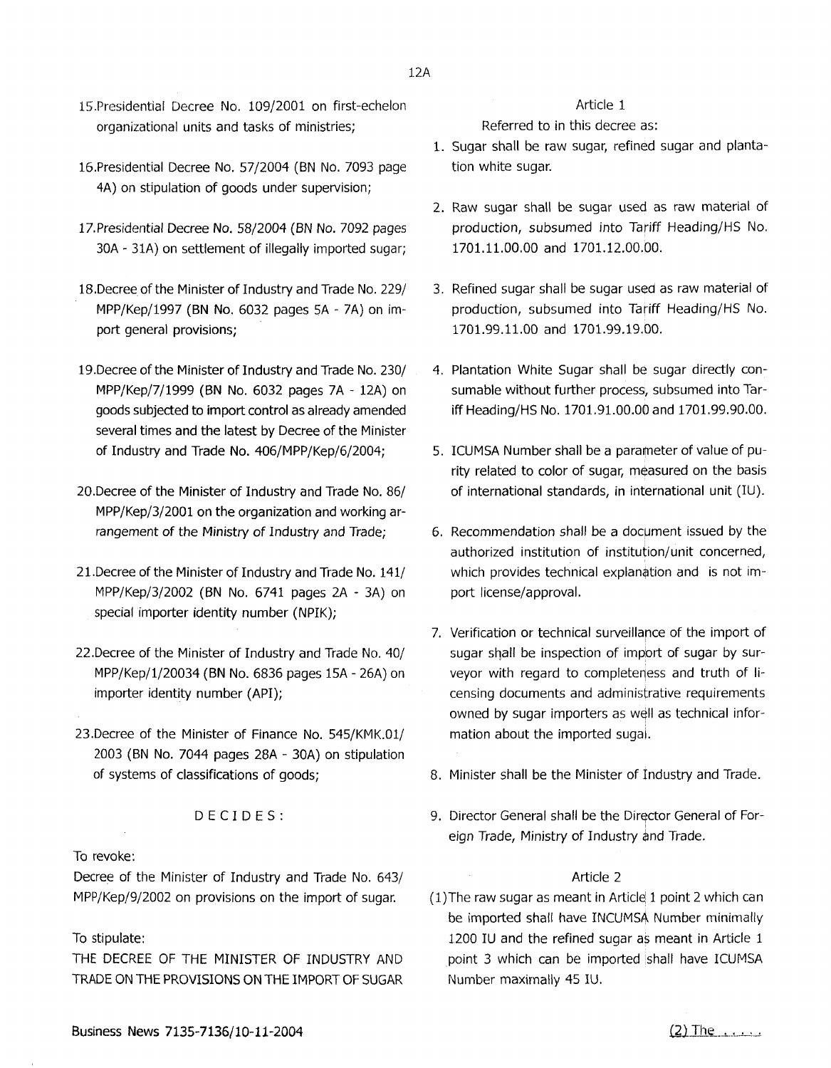15.Presidential Decree No. 109/2001 on first-echelon organizational units and tasks of ministries;

16.Presidential Decree No. 57/2004 (BN No. 7093 page 4A) on stipulation of goods under supervision;

17.Presidential Decree No. 58/2004 (BN No. 7092 pages 30A - 31A) on settlement of illegally imported sugar;

18.Decree of the Minister of Industry and Trade No. 229/ MPP/Kep/1997 (BN No. 6032 pages 5A - 7A) on import general provisions;

19.Decree of the Minister of Industry and Trade No. 230/ MPP/Kep/7/1999 (BN No. 6032 pages 7A - 12A) on goods subjected to import control as already amended several times and the latest by Decree of the Minister of Industry and Trade No. 406/MPP/Kep/6/2004;

20.Decree of the Minister of Industry and Trade No. 86/ MPP/Kep/3/2001 on the organization and working arrangement of the Ministry of Industry and Trade;

21.Decree of the Minister of Industry and Trade No. 141/ MPP/Kep/3/2002 (BN No. 6741 pages 2A - 3A) on special importer identity number (NPIK);

22.Decree of the Minister of Industry and Trade No. 40/ MPP/Kep/1/20034 (BN No. 6836 pages 15A - 26A) on importer identity number (API);

23.Decree of the Minister of Finance No. 545/KMK.01/ 2003 (BN No. 7044 pages 28A - 30A) on stipulation of systems of classifications of goods;

DECIDES:

To revoke:

Decree of the Minister of Industry and Trade No. 643/ MPP/Kep/9/2002 on provisions on the import of sugar.

To stipulate:

THE DECREE OF THE MINISTER OF INDUSTRY AND TRADE ON THE PROVISIONS ON THE IMPORT OF SUGAR

Article 1

Referred to in this decree as:

1. Sugar shall be raw sugar, refined sugar and plantation white sugar.
2. Raw sugar shall be sugar used as raw material of production, subsumed into Tariff Heading/HS No. 1701.11.00.00 and 1701.12.00.00.
3. Refined sugar shall be sugar used as raw material of production, subsumed into Tariff Heading/HS No. 1701.99.11.00 and 1701.99.19.00.
4. Plantation White Sugar shall be sugar directly consumable without further process, subsumed into Tariff Heading/HS No. 1701.91.00.00 and 1701.99.90.00.
5. ICUMSA Number shall be a parameter of value of purity related to color of sugar, measured on the basis of international standards, in international unit (IU).
6. Recommendation shall be a document issued by the authorized institution of institution/unit concerned, which provides technical explanation and is not import license/approval.
7. Verification or technical surveillance of the import of sugar shall be inspection of import of sugar by surveyor with regard to completeness and truth of licensing documents and administrative requirements owned by sugar importers as well as technical information about the imported sugar.
8. Minister shall be the Minister of Industry and Trade.
9. Director General shall be the Director General of Foreign Trade, Ministry of Industry and Trade.

Article 2

(1) The raw sugar as meant in Article 1 point 2 which can be imported shall have INCUMSA Number minimally 1200 IU and the refined sugar as meant in Article 1 point 3 which can be imported shall have ICUMSA Number maximally 45 IU.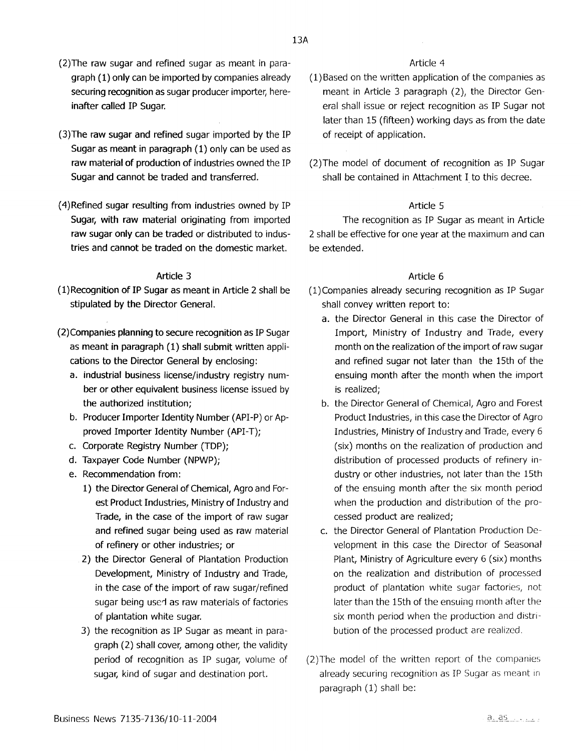(2) The raw sugar and refined sugar as meant in paragraph (1) only can be imported by companies already securing recognition as sugar producer importer, hereinafter called IP Sugar.

(3) The raw sugar and refined sugar imported by the IP Sugar as meant in paragraph (1) only can be used as raw material of production of industries owned the IP Sugar and cannot be traded and transferred.

(4) Refined sugar resulting from industries owned by IP Sugar, with raw material originating from imported raw sugar only can be traded or distributed to industries and cannot be traded on the domestic market.

### Article 3

(1) Recognition of IP Sugar as meant in Article 2 shall be stipulated by the Director General.

(2) Companies planning to secure recognition as IP Sugar as meant in paragraph (1) shall submit written applications to the Director General by enclosing:

a. industrial business license/industry registry number or other equivalent business license issued by the authorized institution;
b. Producer Importer Identity Number (API-P) or Approved Importer Identity Number (API-T);
c. Corporate Registry Number (TDP);
d. Taxpayer Code Number (NPWP);
e. Recommendation from:
   1) the Director General of Chemical, Agro and Forest Product Industries, Ministry of Industry and Trade, in the case of the import of raw sugar and refined sugar being used as raw material of refinery or other industries; or
   2) the Director General of Plantation Production Development, Ministry of Industry and Trade, in the case of the import of raw sugar/refined sugar being used as raw materials of factories of plantation white sugar.
   3) the recognition as IP Sugar as meant in paragraph (2) shall cover, among other, the validity period of recognition as IP sugar, volume of sugar, kind of sugar and destination port.

### Article 4

(1) Based on the written application of the companies as meant in Article 3 paragraph (2), the Director General shall issue or reject recognition as IP Sugar not later than 15 (fifteen) working days as from the date of receipt of application.

(2) The model of document of recognition as IP Sugar shall be contained in Attachment I to this decree.

### Article 5

The recognition as IP Sugar as meant in Article 2 shall be effective for one year at the maximum and can be extended.

### Article 6

(1) Companies already securing recognition as IP Sugar shall convey written report to:

a. the Director General in this case the Director of Import, Ministry of Industry and Trade, every month on the realization of the import of raw sugar and refined sugar not later than the 15th of the ensuing month after the month when the import is realized;
b. the Director General of Chemical, Agro and Forest Product Industries, in this case the Director of Agro Industries, Ministry of Industry and Trade, every 6 (six) months on the realization of production and distribution of processed products of refinery industry or other industries, not later than the 15th of the ensuing month after the six month period when the production and distribution of the processed product are realized;
c. the Director General of Plantation Production Development in this case the Director of Seasonal Plant, Ministry of Agriculture every 6 (six) months on the realization and distribution of processed product of plantation white sugar factories, not later than the 15th of the ensuing month after the six month period when the production and distribution of the processed product are realized.

(2) The model of the written report of the companies already securing recognition as IP Sugar as meant in paragraph (1) shall be: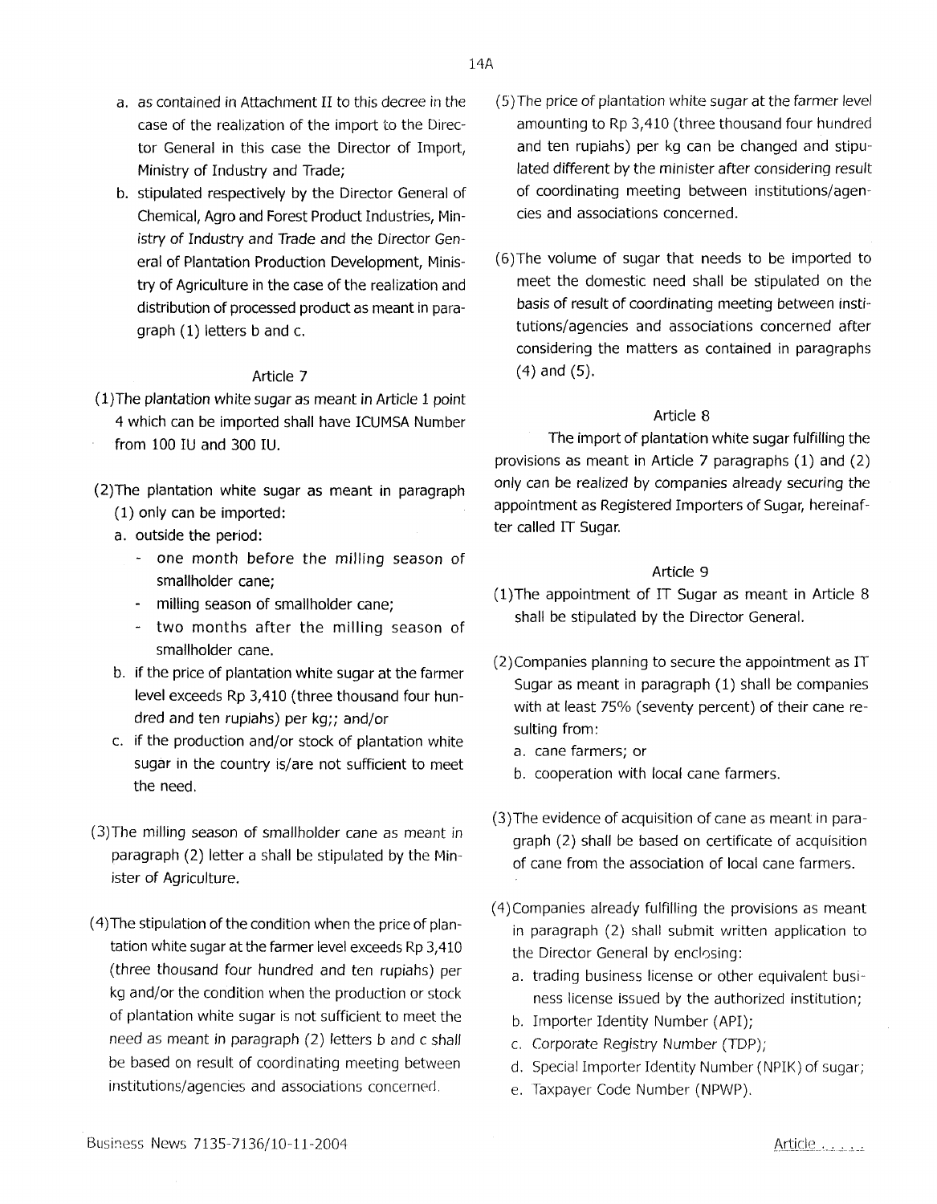a. as contained in Attachment II to this decree in the case of the realization of the import to the Director General in this case the Director of Import, Ministry of Industry and Trade;

b. stipulated respectively by the Director General of Chemical, Agro and Forest Product Industries, Ministry of Industry and Trade and the Director General of Plantation Production Development, Ministry of Agriculture in the case of the realization and distribution of processed product as meant in paragraph (1) letters b and c.

### Article 7

(1) The plantation white sugar as meant in Article 1 point 4 which can be imported shall have ICUMSA Number from 100 IU and 300 IU.

(2) The plantation white sugar as meant in paragraph (1) only can be imported:

a. outside the period:
   - one month before the milling season of smallholder cane;
   - milling season of smallholder cane;
   - two months after the milling season of smallholder cane.

b. if the price of plantation white sugar at the farmer level exceeds Rp 3,410 (three thousand four hundred and ten rupiahs) per kg;; and/or

c. if the production and/or stock of plantation white sugar in the country is/are not sufficient to meet the need.

(3) The milling season of smallholder cane as meant in paragraph (2) letter a shall be stipulated by the Minister of Agriculture.

(4) The stipulation of the condition when the price of plantation white sugar at the farmer level exceeds Rp 3,410 (three thousand four hundred and ten rupiahs) per kg and/or the condition when the production or stock of plantation white sugar is not sufficient to meet the need as meant in paragraph (2) letters b and c shall be based on result of coordinating meeting between institutions/agencies and associations concerned.

(5) The price of plantation white sugar at the farmer level amounting to Rp 3,410 (three thousand four hundred and ten rupiahs) per kg can be changed and stipulated different by the minister after considering result of coordinating meeting between institutions/agencies and associations concerned.

(6) The volume of sugar that needs to be imported to meet the domestic need shall be stipulated on the basis of result of coordinating meeting between institutions/agencies and associations concerned after considering the matters as contained in paragraphs (4) and (5).

### Article 8

The import of plantation white sugar fulfilling the provisions as meant in Article 7 paragraphs (1) and (2) only can be realized by companies already securing the appointment as Registered Importers of Sugar, hereinafter called IT Sugar.

### Article 9

(1) The appointment of IT Sugar as meant in Article 8 shall be stipulated by the Director General.

(2) Companies planning to secure the appointment as IT Sugar as meant in paragraph (1) shall be companies with at least 75% (seventy percent) of their cane resulting from:

a. cane farmers; or

b. cooperation with local cane farmers.

(3) The evidence of acquisition of cane as meant in paragraph (2) shall be based on certificate of acquisition of cane from the association of local cane farmers.

(4) Companies already fulfilling the provisions as meant in paragraph (2) shall submit written application to the Director General by enclosing:

a. trading business license or other equivalent business license issued by the authorized institution;

b. Importer Identity Number (API);

c. Corporate Registry Number (TDP);

d. Special Importer Identity Number (NPIK) of sugar;

e. Taxpayer Code Number (NPWP).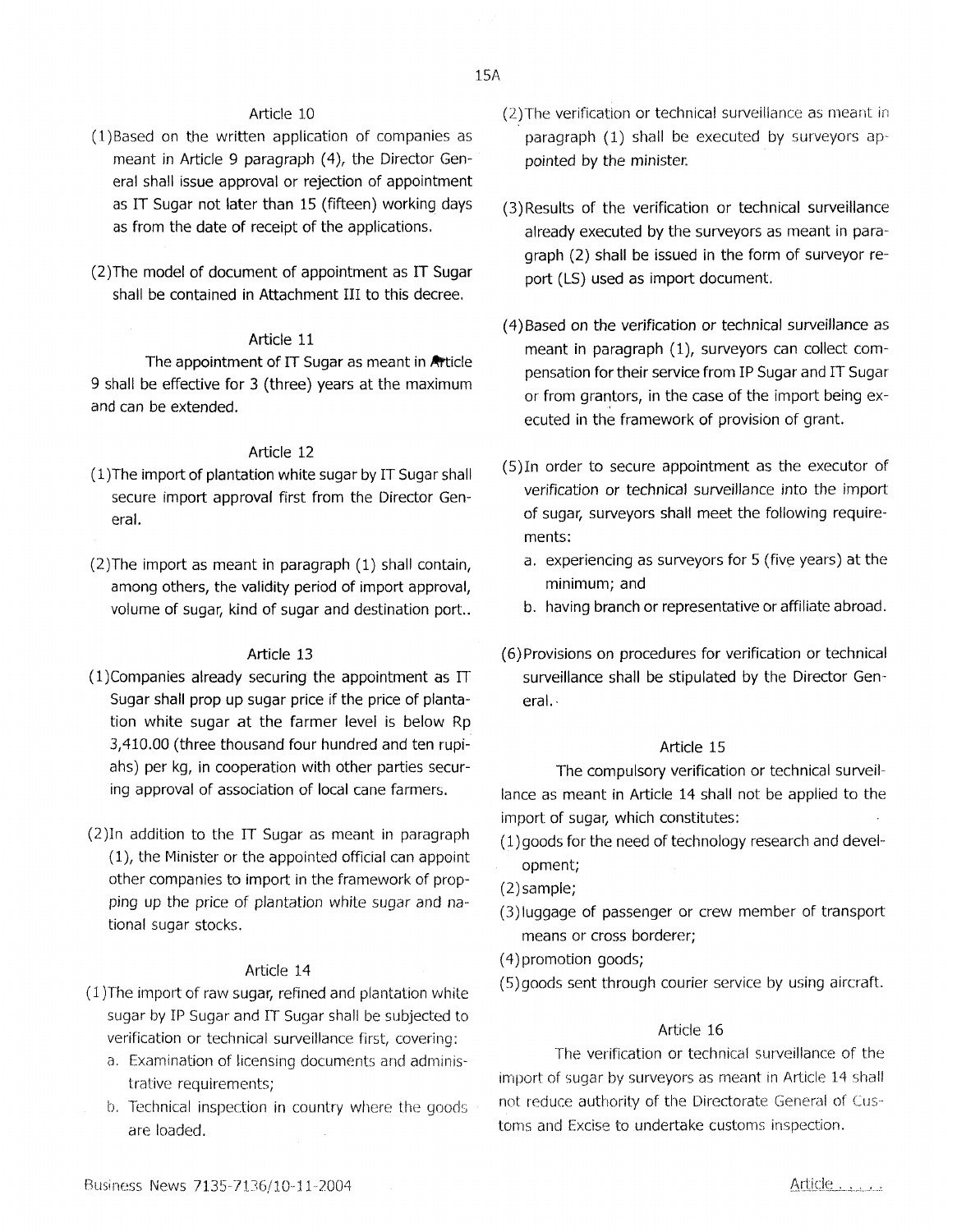### Article 10

(1) Based on the written application of companies as meant in Article 9 paragraph (4), the Director General shall issue approval or rejection of appointment as IT Sugar not later than 15 (fifteen) working days as from the date of receipt of the applications.

(2) The model of document of appointment as IT Sugar shall be contained in Attachment III to this decree.

### Article 11

The appointment of IT Sugar as meant in Article 9 shall be effective for 3 (three) years at the maximum and can be extended.

### Article 12

(1) The import of plantation white sugar by IT Sugar shall secure import approval first from the Director General.

(2) The import as meant in paragraph (1) shall contain, among others, the validity period of import approval, volume of sugar, kind of sugar and destination port..

### Article 13

(1) Companies already securing the appointment as IT Sugar shall prop up sugar price if the price of plantation white sugar at the farmer level is below Rp 3,410.00 (three thousand four hundred and ten rupiahs) per kg, in cooperation with other parties securing approval of association of local cane farmers.

(2) In addition to the IT Sugar as meant in paragraph (1), the Minister or the appointed official can appoint other companies to import in the framework of propping up the price of plantation white sugar and national sugar stocks.

### Article 14

(1) The import of raw sugar, refined and plantation white sugar by IP Sugar and IT Sugar shall be subjected to verification or technical surveillance first, covering:
   a. Examination of licensing documents and administrative requirements;
   b. Technical inspection in country where the goods are loaded.

(2) The verification or technical surveillance as meant in paragraph (1) shall be executed by surveyors appointed by the minister.

(3) Results of the verification or technical surveillance already executed by the surveyors as meant in paragraph (2) shall be issued in the form of surveyor report (LS) used as import document.

(4) Based on the verification or technical surveillance as meant in paragraph (1), surveyors can collect compensation for their service from IP Sugar and IT Sugar or from grantors, in the case of the import being executed in the framework of provision of grant.

(5) In order to secure appointment as the executor of verification or technical surveillance into the import of sugar, surveyors shall meet the following requirements:
   a. experiencing as surveyors for 5 (five years) at the minimum; and
   b. having branch or representative or affiliate abroad.

(6) Provisions on procedures for verification or technical surveillance shall be stipulated by the Director General.

### Article 15

The compulsory verification or technical surveillance as meant in Article 14 shall not be applied to the import of sugar, which constitutes:

(1) goods for the need of technology research and development;
(2) sample;
(3) luggage of passenger or crew member of transport means or cross borderer;
(4) promotion goods;
(5) goods sent through courier service by using aircraft.

### Article 16

The verification or technical surveillance of the import of sugar by surveyors as meant in Article 14 shall not reduce authority of the Directorate General of Customs and Excise to undertake customs inspection.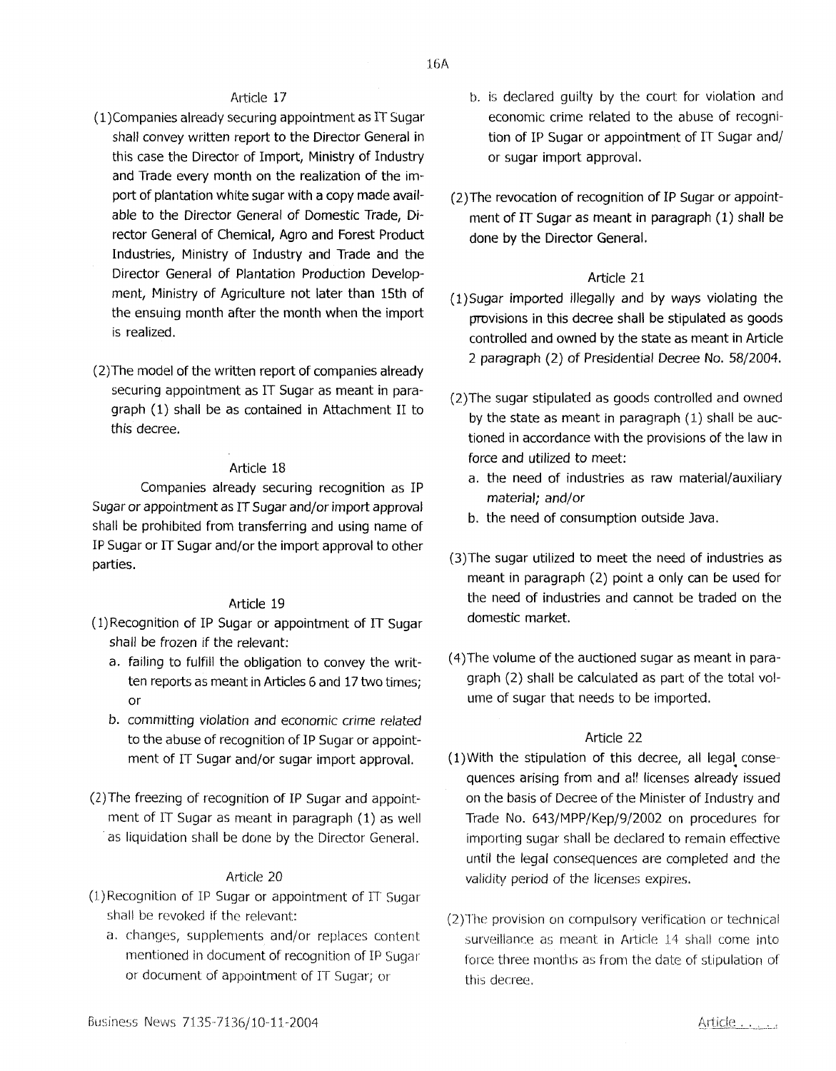## Article 17

(1) Companies already securing appointment as IT Sugar shall convey written report to the Director General in this case the Director of Import, Ministry of Industry and Trade every month on the realization of the import of plantation white sugar with a copy made available to the Director General of Domestic Trade, Director General of Chemical, Agro and Forest Product Industries, Ministry of Industry and Trade and the Director General of Plantation Production Development, Ministry of Agriculture not later than 15th of the ensuing month after the month when the import is realized.

(2) The model of the written report of companies already securing appointment as IT Sugar as meant in paragraph (1) shall be as contained in Attachment II to this decree.

## Article 18

Companies already securing recognition as IP Sugar or appointment as IT Sugar and/or import approval shall be prohibited from transferring and using name of IP Sugar or IT Sugar and/or the import approval to other parties.

## Article 19

(1) Recognition of IP Sugar or appointment of IT Sugar shall be frozen if the relevant:

a. failing to fulfill the obligation to convey the written reports as meant in Articles 6 and 17 two times; or
b. committing violation and economic crime related to the abuse of recognition of IP Sugar or appointment of IT Sugar and/or sugar import approval.

(2) The freezing of recognition of IP Sugar and appointment of IT Sugar as meant in paragraph (1) as well as liquidation shall be done by the Director General.

## Article 20

(1) Recognition of IP Sugar or appointment of IT Sugar shall be revoked if the relevant:

a. changes, supplements and/or replaces content mentioned in document of recognition of IP Sugar or document of appointment of IT Sugar; or
b. is declared guilty by the court for violation and economic crime related to the abuse of recognition of IP Sugar or appointment of IT Sugar and/or sugar import approval.

(2) The revocation of recognition of IP Sugar or appointment of IT Sugar as meant in paragraph (1) shall be done by the Director General.

## Article 21

(1) Sugar imported illegally and by ways violating the provisions in this decree shall be stipulated as goods controlled and owned by the state as meant in Article 2 paragraph (2) of Presidential Decree No. 58/2004.

(2) The sugar stipulated as goods controlled and owned by the state as meant in paragraph (1) shall be auctioned in accordance with the provisions of the law in force and utilized to meet:

a. the need of industries as raw material/auxiliary material; and/or
b. the need of consumption outside Java.

(3) The sugar utilized to meet the need of industries as meant in paragraph (2) point a only can be used for the need of industries and cannot be traded on the domestic market.

(4) The volume of the auctioned sugar as meant in paragraph (2) shall be calculated as part of the total volume of sugar that needs to be imported.

## Article 22

(1) With the stipulation of this decree, all legal consequences arising from and all licenses already issued on the basis of Decree of the Minister of Industry and Trade No. 643/MPP/Kep/9/2002 on procedures for importing sugar shall be declared to remain effective until the legal consequences are completed and the validity period of the licenses expires.

(2) The provision on compulsory verification or technical surveillance as meant in Article 14 shall come into force three months as from the date of stipulation of this decree.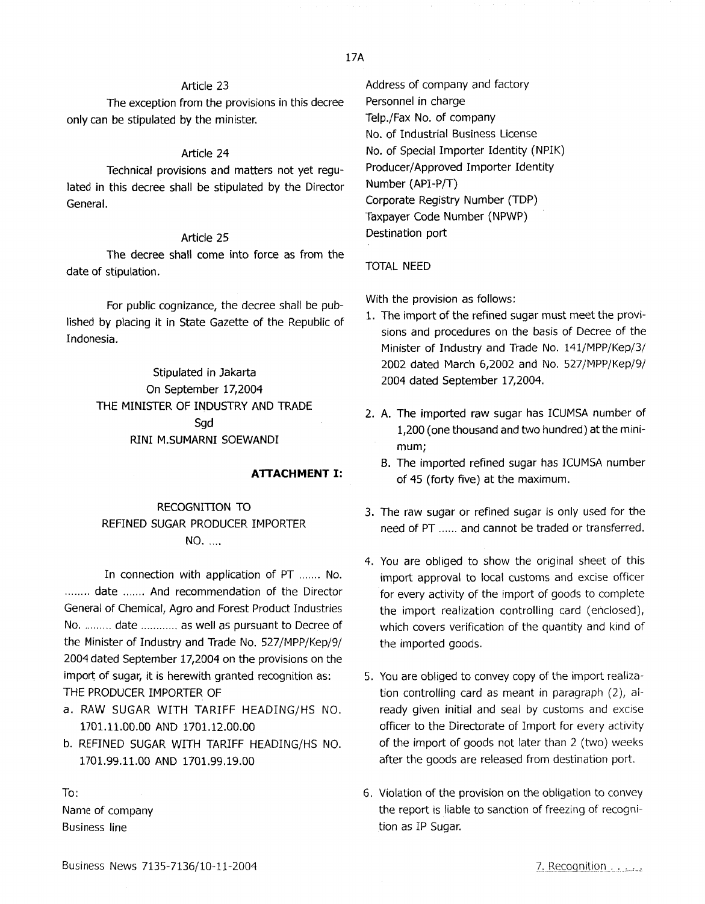Article 23

The exception from the provisions in this decree only can be stipulated by the minister.

Article 24

Technical provisions and matters not yet regulated in this decree shall be stipulated by the Director General.

Article 25

The decree shall come into force as from the date of stipulation.

For public cognizance, the decree shall be published by placing it in State Gazette of the Republic of Indonesia.

Stipulated in Jakarta
On September 17,2004
THE MINISTER OF INDUSTRY AND TRADE
Sgd
RINI M.SUMARNI SOEWANDI

**ATTACHMENT I:**

RECOGNITION TO
REFINED SUGAR PRODUCER IMPORTER
NO. ....

In connection with application of PT ....... No. ........ date ....... And recommendation of the Director General of Chemical, Agro and Forest Product Industries No. ......... date ............ as well as pursuant to Decree of the Minister of Industry and Trade No. 527/MPP/Kep/9/2004 dated September 17,2004 on the provisions on the import of sugar, it is herewith granted recognition as:
THE PRODUCER IMPORTER OF

a. RAW SUGAR WITH TARIFF HEADING/HS NO. 1701.11.00.00 AND 1701.12.00.00
b. REFINED SUGAR WITH TARIFF HEADING/HS NO. 1701.99.11.00 AND 1701.99.19.00

To:
Name of company
Business line
Address of company and factory
Personnel in charge
Telp./Fax No. of company
No. of Industrial Business License
No. of Special Importer Identity (NPIK)
Producer/Approved Importer Identity Number (API-P/T)
Corporate Registry Number (TDP)
Taxpayer Code Number (NPWP)
Destination port

TOTAL NEED

With the provision as follows:

1. The import of the refined sugar must meet the provisions and procedures on the basis of Decree of the Minister of Industry and Trade No. 141/MPP/Kep/3/2002 dated March 6,2002 and No. 527/MPP/Kep/9/2004 dated September 17,2004.

2. A. The imported raw sugar has ICUMSA number of 1,200 (one thousand and two hundred) at the minimum;
   B. The imported refined sugar has ICUMSA number of 45 (forty five) at the maximum.

3. The raw sugar or refined sugar is only used for the need of PT ...... and cannot be traded or transferred.

4. You are obliged to show the original sheet of this import approval to local customs and excise officer for every activity of the import of goods to complete the import realization controlling card (enclosed), which covers verification of the quantity and kind of the imported goods.

5. You are obliged to convey copy of the import realization controlling card as meant in paragraph (2), already given initial and seal by customs and excise officer to the Directorate of Import for every activity of the import of goods not later than 2 (two) weeks after the goods are released from destination port.

6. Violation of the provision on the obligation to convey the report is liable to sanction of freezing of recognition as IP Sugar.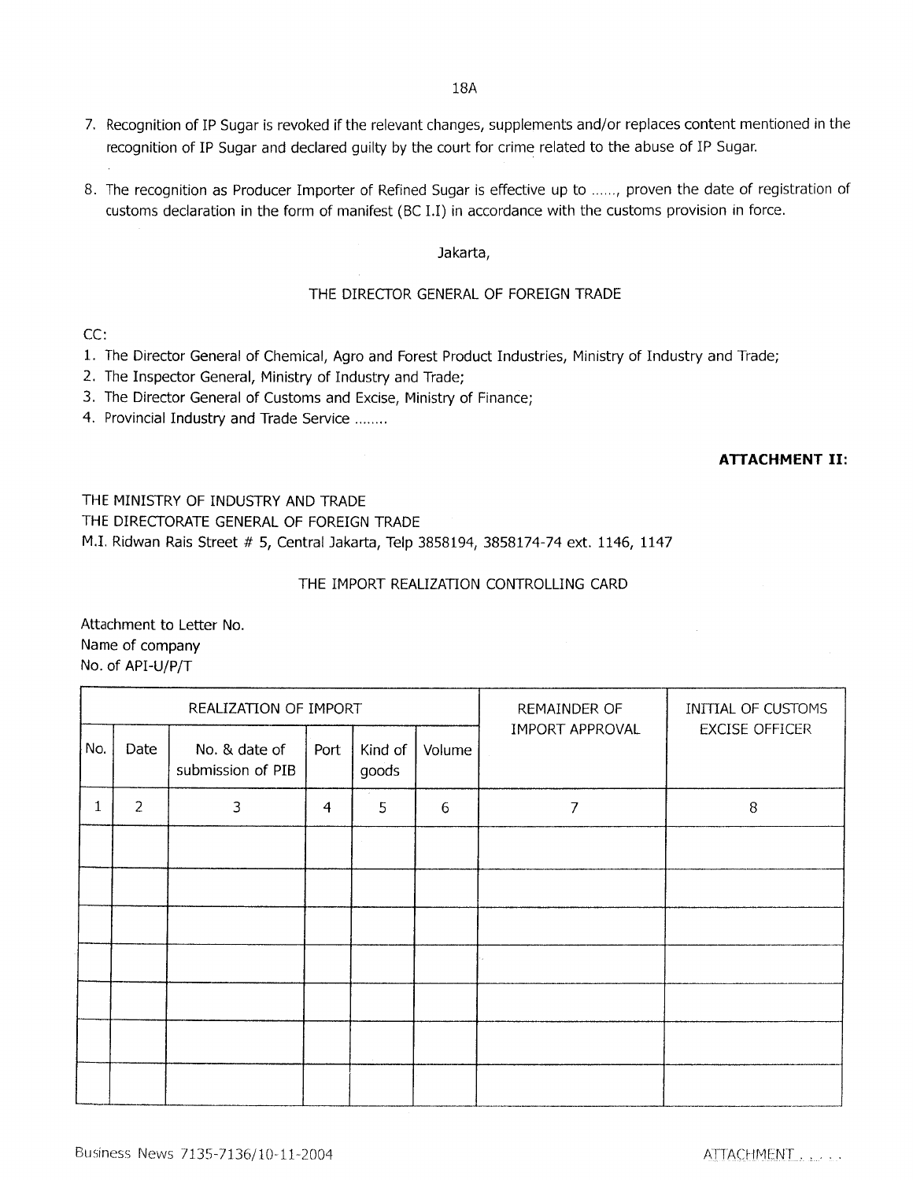7. Recognition of IP Sugar is revoked if the relevant changes, supplements and/or replaces content mentioned in the recognition of IP Sugar and declared guilty by the court for crime related to the abuse of IP Sugar.

8. The recognition as Producer Importer of Refined Sugar is effective up to ......, proven the date of registration of customs declaration in the form of manifest (BC I.I) in accordance with the customs provision in force.

Jakarta,

THE DIRECTOR GENERAL OF FOREIGN TRADE

CC:

1. The Director General of Chemical, Agro and Forest Product Industries, Ministry of Industry and Trade;
2. The Inspector General, Ministry of Industry and Trade;
3. The Director General of Customs and Excise, Ministry of Finance;
4. Provincial Industry and Trade Service ........

**ATTACHMENT II:**

THE MINISTRY OF INDUSTRY AND TRADE
THE DIRECTORATE GENERAL OF FOREIGN TRADE
M.I. Ridwan Rais Street # 5, Central Jakarta, Telp 3858194, 3858174-74 ext. 1146, 1147

THE IMPORT REALIZATION CONTROLLING CARD

Attachment to Letter No.
Name of company
No. of API-U/P/T

| REALIZATION OF IMPORT | | | | | | REMAINDER OF IMPORT APPROVAL | INITIAL OF CUSTOMS EXCISE OFFICER |
|---|---|---|---|---|---|---|---|
| No. | Date | No. & date of submission of PIB | Port | Kind of goods | Volume | | |
| 1 | 2 | 3 | 4 | 5 | 6 | 7 | 8 |
| | | | | | | | |
| | | | | | | | |
| | | | | | | | |
| | | | | | | | |
| | | | | | | | |
| | | | | | | | |
| | | | | | | | |

ATTACHMENT . . . . .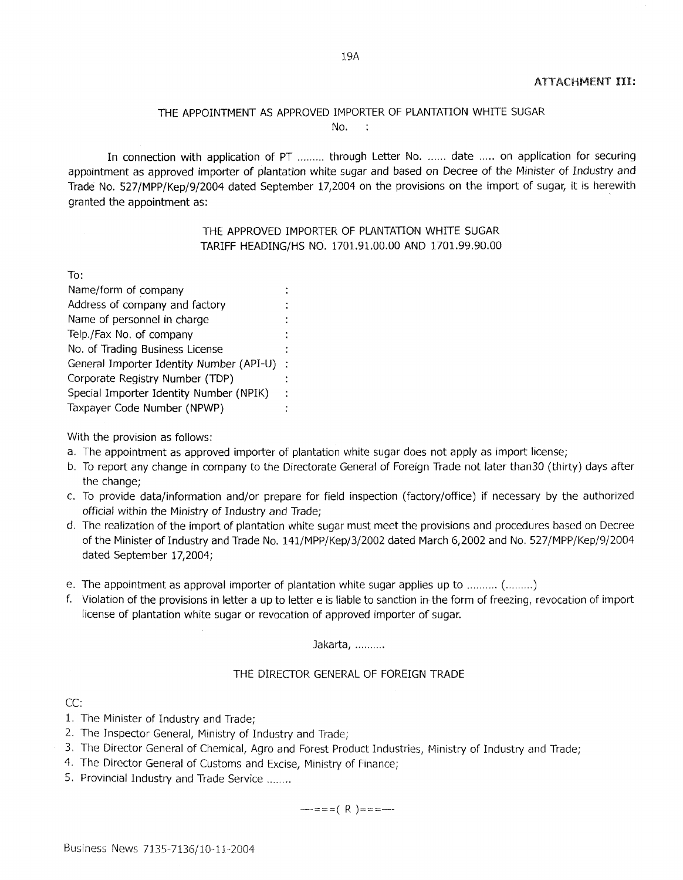**ATTACHMENT III:**

THE APPOINTMENT AS APPROVED IMPORTER OF PLANTATION WHITE SUGAR

No. :

In connection with application of PT ......... through Letter No. ...... date ..... on application for securing appointment as approved importer of plantation white sugar and based on Decree of the Minister of Industry and Trade No. 527/MPP/Kep/9/2004 dated September 17,2004 on the provisions on the import of sugar, it is herewith granted the appointment as:

THE APPROVED IMPORTER OF PLANTATION WHITE SUGAR
TARIFF HEADING/HS NO. 1701.91.00.00 AND 1701.99.90.00

To:

| | |
|---|---|
| Name/form of company | : |
| Address of company and factory | : |
| Name of personnel in charge | : |
| Telp./Fax No. of company | : |
| No. of Trading Business License | : |
| General Importer Identity Number (API-U) | : |
| Corporate Registry Number (TDP) | : |
| Special Importer Identity Number (NPIK) | : |
| Taxpayer Code Number (NPWP) | : |

With the provision as follows:

a. The appointment as approved importer of plantation white sugar does not apply as import license;
b. To report any change in company to the Directorate General of Foreign Trade not later than30 (thirty) days after the change;
c. To provide data/information and/or prepare for field inspection (factory/office) if necessary by the authorized official within the Ministry of Industry and Trade;
d. The realization of the import of plantation white sugar must meet the provisions and procedures based on Decree of the Minister of Industry and Trade No. 141/MPP/Kep/3/2002 dated March 6,2002 and No. 527/MPP/Kep/9/2004 dated September 17,2004;
e. The appointment as approval importer of plantation white sugar applies up to .......... (.........)
f. Violation of the provisions in letter a up to letter e is liable to sanction in the form of freezing, revocation of import license of plantation white sugar or revocation of approved importer of sugar.

Jakarta, ..........

THE DIRECTOR GENERAL OF FOREIGN TRADE

CC:

1. The Minister of Industry and Trade;
2. The Inspector General, Ministry of Industry and Trade;
3. The Director General of Chemical, Agro and Forest Product Industries, Ministry of Industry and Trade;
4. The Director General of Customs and Excise, Ministry of Finance;
5. Provincial Industry and Trade Service ........

---===( R )===---